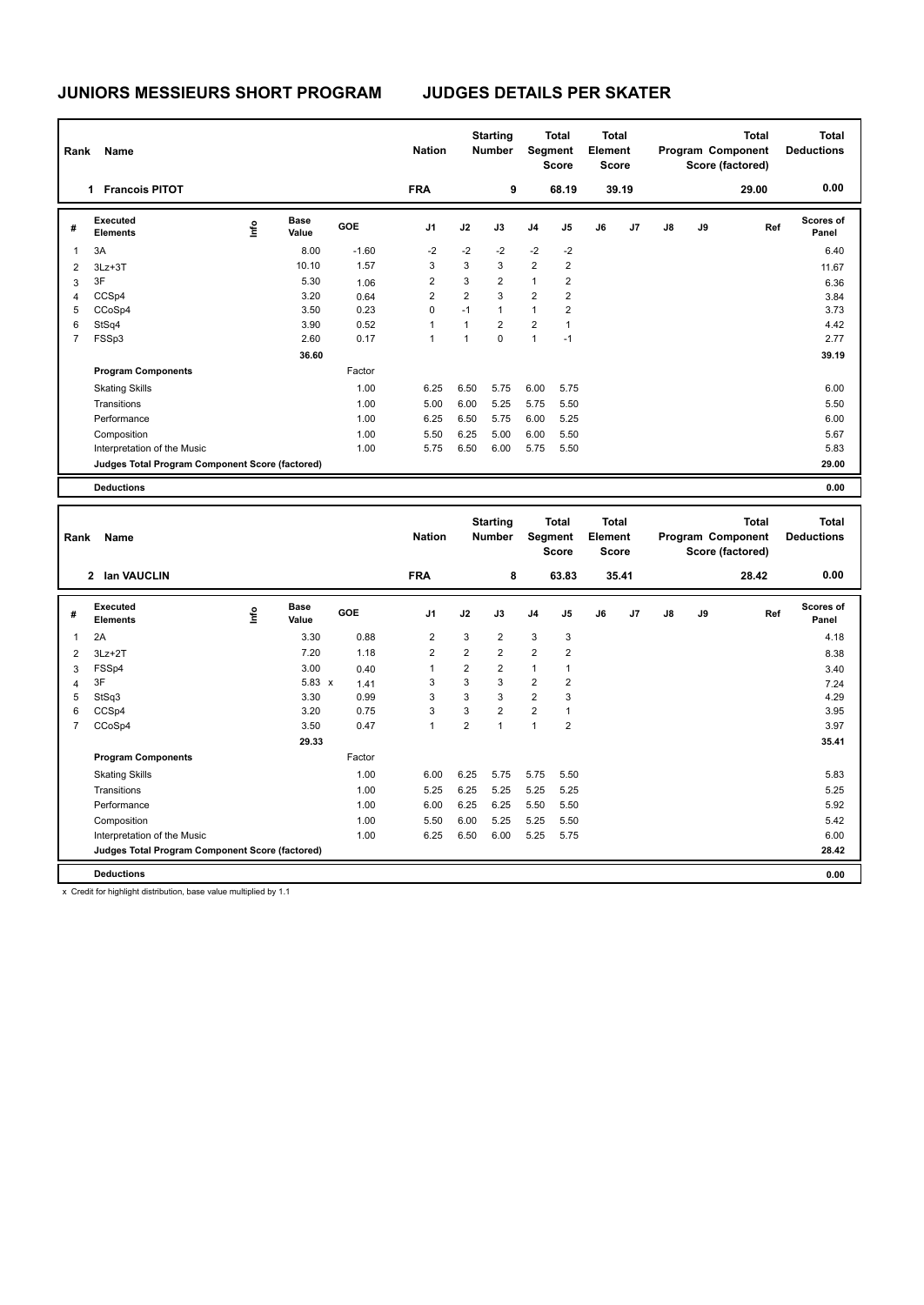# JUNIORS MESSIEURS SHORT PROGRAM — JUDGES DETAILS PER SKATER

| Rank | Name | Nation | Starting Number | Total Segment Score | Total Element Score | Total Program Component Score (factored) | Total Deductions |
|---|---|---|---|---|---|---|---|
| 1 | Francois PITOT | FRA | 9 | 68.19 | 39.19 | 29.00 | 0.00 |

| # | Executed Elements | Info | Base Value | GOE | J1 | J2 | J3 | J4 | J5 | J6 | J7 | J8 | J9 | Ref | Scores of Panel |
|---|---|---|---|---|---|---|---|---|---|---|---|---|---|---|---|
| 1 | 3A | | 8.00 | -1.60 | -2 | -2 | -2 | -2 | -2 | | | | | | 6.40 |
| 2 | 3Lz+3T | | 10.10 | 1.57 | 3 | 3 | 3 | 2 | 2 | | | | | | 11.67 |
| 3 | 3F | | 5.30 | 1.06 | 2 | 3 | 2 | 1 | 2 | | | | | | 6.36 |
| 4 | CCSp4 | | 3.20 | 0.64 | 2 | 2 | 3 | 2 | 2 | | | | | | 3.84 |
| 5 | CCoSp4 | | 3.50 | 0.23 | 0 | -1 | 1 | 1 | 2 | | | | | | 3.73 |
| 6 | StSq4 | | 3.90 | 0.52 | 1 | 1 | 2 | 2 | 1 | | | | | | 4.42 |
| 7 | FSSp3 | | 2.60 | 0.17 | 1 | 1 | 0 | 1 | -1 | | | | | | 2.77 |
| | | | 36.60 | | | | | | | | | | | | 39.19 |

| Program Components | Factor | J1 | J2 | J3 | J4 | J5 | J6 | J7 | J8 | J9 | Scores of Panel |
|---|---|---|---|---|---|---|---|---|---|---|---|
| Skating Skills | 1.00 | 6.25 | 6.50 | 5.75 | 6.00 | 5.75 | | | | | 6.00 |
| Transitions | 1.00 | 5.00 | 6.00 | 5.25 | 5.75 | 5.50 | | | | | 5.50 |
| Performance | 1.00 | 6.25 | 6.50 | 5.75 | 6.00 | 5.25 | | | | | 6.00 |
| Composition | 1.00 | 5.50 | 6.25 | 5.00 | 6.00 | 5.50 | | | | | 5.67 |
| Interpretation of the Music | 1.00 | 5.75 | 6.50 | 6.00 | 5.75 | 5.50 | | | | | 5.83 |
| Judges Total Program Component Score (factored) | | | | | | | | | | | 29.00 |

**Deductions** 0.00

| Rank | Name | Nation | Starting Number | Total Segment Score | Total Element Score | Total Program Component Score (factored) | Total Deductions |
|---|---|---|---|---|---|---|---|
| 2 | Ian VAUCLIN | FRA | 8 | 63.83 | 35.41 | 28.42 | 0.00 |

| # | Executed Elements | Info | Base Value | GOE | J1 | J2 | J3 | J4 | J5 | J6 | J7 | J8 | J9 | Ref | Scores of Panel |
|---|---|---|---|---|---|---|---|---|---|---|---|---|---|---|---|
| 1 | 2A | | 3.30 | 0.88 | 2 | 3 | 2 | 3 | 3 | | | | | | 4.18 |
| 2 | 3Lz+2T | | 7.20 | 1.18 | 2 | 2 | 2 | 2 | 2 | | | | | | 8.38 |
| 3 | FSSp4 | | 3.00 | 0.40 | 1 | 2 | 2 | 1 | 1 | | | | | | 3.40 |
| 4 | 3F | | 5.83 x | 1.41 | 3 | 3 | 3 | 2 | 2 | | | | | | 7.24 |
| 5 | StSq3 | | 3.30 | 0.99 | 3 | 3 | 3 | 2 | 3 | | | | | | 4.29 |
| 6 | CCSp4 | | 3.20 | 0.75 | 3 | 3 | 2 | 2 | 1 | | | | | | 3.95 |
| 7 | CCoSp4 | | 3.50 | 0.47 | 1 | 2 | 1 | 1 | 2 | | | | | | 3.97 |
| | | | 29.33 | | | | | | | | | | | | 35.41 |

| Program Components | Factor | J1 | J2 | J3 | J4 | J5 | J6 | J7 | J8 | J9 | Scores of Panel |
|---|---|---|---|---|---|---|---|---|---|---|---|
| Skating Skills | 1.00 | 6.00 | 6.25 | 5.75 | 5.75 | 5.50 | | | | | 5.83 |
| Transitions | 1.00 | 5.25 | 6.25 | 5.25 | 5.25 | 5.25 | | | | | 5.25 |
| Performance | 1.00 | 6.00 | 6.25 | 6.25 | 5.50 | 5.50 | | | | | 5.92 |
| Composition | 1.00 | 5.50 | 6.00 | 5.25 | 5.25 | 5.50 | | | | | 5.42 |
| Interpretation of the Music | 1.00 | 6.25 | 6.50 | 6.00 | 5.25 | 5.75 | | | | | 6.00 |
| Judges Total Program Component Score (factored) | | | | | | | | | | | 28.42 |

**Deductions** 0.00

x Credit for highlight distribution, base value multiplied by 1.1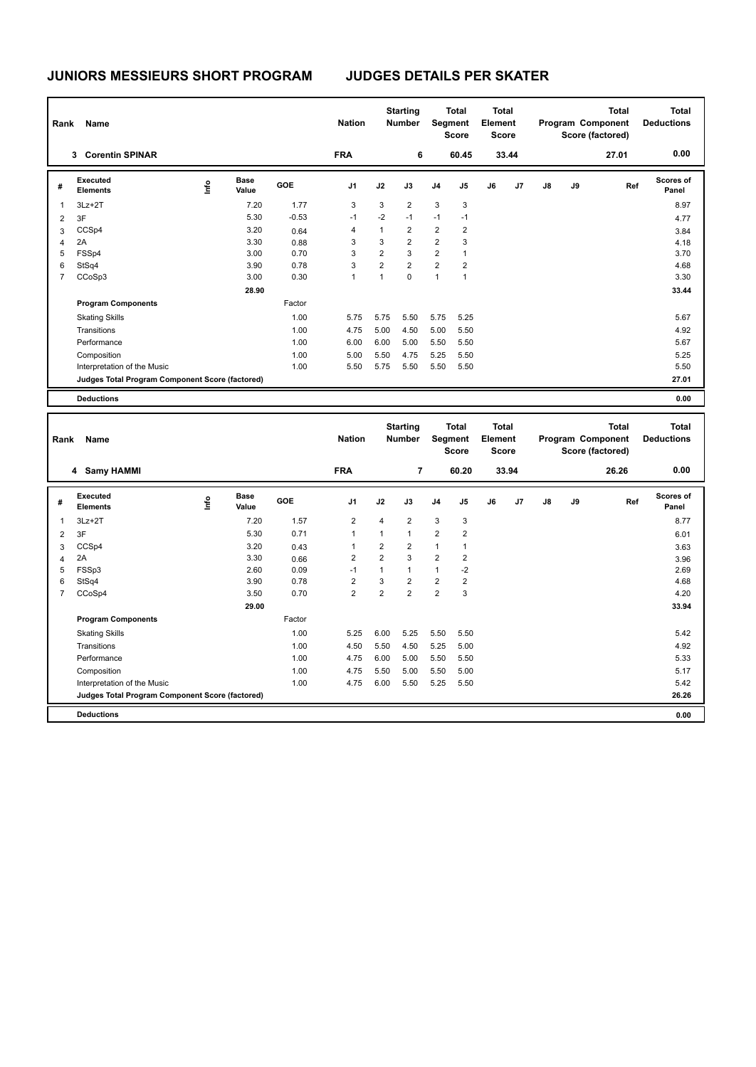# JUNIORS MESSIEURS SHORT PROGRAM — JUDGES DETAILS PER SKATER

| Rank | Name | Nation | Starting Number | Total Segment Score | Total Element Score | Total Program Component Score (factored) | Total Deductions |
|---|---|---|---|---|---|---|---|
| 3 | Corentin SPINAR | FRA | 6 | 60.45 | 33.44 | 27.01 | 0.00 |

| # | Executed Elements | Info | Base Value | GOE | J1 | J2 | J3 | J4 | J5 | J6 | J7 | J8 | J9 | Ref | Scores of Panel |
|---|---|---|---|---|---|---|---|---|---|---|---|---|---|---|---|
| 1 | 3Lz+2T | | 7.20 | 1.77 | 3 | 3 | 2 | 3 | 3 | | | | | | 8.97 |
| 2 | 3F | | 5.30 | -0.53 | -1 | -2 | -1 | -1 | -1 | | | | | | 4.77 |
| 3 | CCSp4 | | 3.20 | 0.64 | 4 | 1 | 2 | 2 | 2 | | | | | | 3.84 |
| 4 | 2A | | 3.30 | 0.88 | 3 | 3 | 2 | 2 | 3 | | | | | | 4.18 |
| 5 | FSSp4 | | 3.00 | 0.70 | 3 | 2 | 3 | 2 | 1 | | | | | | 3.70 |
| 6 | StSq4 | | 3.90 | 0.78 | 3 | 2 | 2 | 2 | 2 | | | | | | 4.68 |
| 7 | CCoSp3 | | 3.00 | 0.30 | 1 | 1 | 0 | 1 | 1 | | | | | | 3.30 |
| | | | 28.90 | | | | | | | | | | | | 33.44 |

| Program Components | Factor | J1 | J2 | J3 | J4 | J5 | J6 | J7 | J8 | J9 | Scores of Panel |
|---|---|---|---|---|---|---|---|---|---|---|---|
| Skating Skills | 1.00 | 5.75 | 5.75 | 5.50 | 5.75 | 5.25 | | | | | 5.67 |
| Transitions | 1.00 | 4.75 | 5.00 | 4.50 | 5.00 | 5.50 | | | | | 4.92 |
| Performance | 1.00 | 6.00 | 6.00 | 5.00 | 5.50 | 5.50 | | | | | 5.67 |
| Composition | 1.00 | 5.00 | 5.50 | 4.75 | 5.25 | 5.50 | | | | | 5.25 |
| Interpretation of the Music | 1.00 | 5.50 | 5.75 | 5.50 | 5.50 | 5.50 | | | | | 5.50 |
| Judges Total Program Component Score (factored) | | | | | | | | | | | 27.01 |
| **Deductions** | | | | | | | | | | | 0.00 |

| Rank | Name | Nation | Starting Number | Total Segment Score | Total Element Score | Total Program Component Score (factored) | Total Deductions |
|---|---|---|---|---|---|---|---|
| 4 | Samy HAMMI | FRA | 7 | 60.20 | 33.94 | 26.26 | 0.00 |

| # | Executed Elements | Info | Base Value | GOE | J1 | J2 | J3 | J4 | J5 | J6 | J7 | J8 | J9 | Ref | Scores of Panel |
|---|---|---|---|---|---|---|---|---|---|---|---|---|---|---|---|
| 1 | 3Lz+2T | | 7.20 | 1.57 | 2 | 4 | 2 | 3 | 3 | | | | | | 8.77 |
| 2 | 3F | | 5.30 | 0.71 | 1 | 1 | 1 | 2 | 2 | | | | | | 6.01 |
| 3 | CCSp4 | | 3.20 | 0.43 | 1 | 2 | 2 | 1 | 1 | | | | | | 3.63 |
| 4 | 2A | | 3.30 | 0.66 | 2 | 2 | 3 | 2 | 2 | | | | | | 3.96 |
| 5 | FSSp3 | | 2.60 | 0.09 | -1 | 1 | 1 | 1 | -2 | | | | | | 2.69 |
| 6 | StSq4 | | 3.90 | 0.78 | 2 | 3 | 2 | 2 | 2 | | | | | | 4.68 |
| 7 | CCoSp4 | | 3.50 | 0.70 | 2 | 2 | 2 | 2 | 3 | | | | | | 4.20 |
| | | | 29.00 | | | | | | | | | | | | 33.94 |

| Program Components | Factor | J1 | J2 | J3 | J4 | J5 | J6 | J7 | J8 | J9 | Scores of Panel |
|---|---|---|---|---|---|---|---|---|---|---|---|
| Skating Skills | 1.00 | 5.25 | 6.00 | 5.25 | 5.50 | 5.50 | | | | | 5.42 |
| Transitions | 1.00 | 4.50 | 5.50 | 4.50 | 5.25 | 5.00 | | | | | 4.92 |
| Performance | 1.00 | 4.75 | 6.00 | 5.00 | 5.50 | 5.50 | | | | | 5.33 |
| Composition | 1.00 | 4.75 | 5.50 | 5.00 | 5.50 | 5.00 | | | | | 5.17 |
| Interpretation of the Music | 1.00 | 4.75 | 6.00 | 5.50 | 5.25 | 5.50 | | | | | 5.42 |
| Judges Total Program Component Score (factored) | | | | | | | | | | | 26.26 |
| **Deductions** | | | | | | | | | | | 0.00 |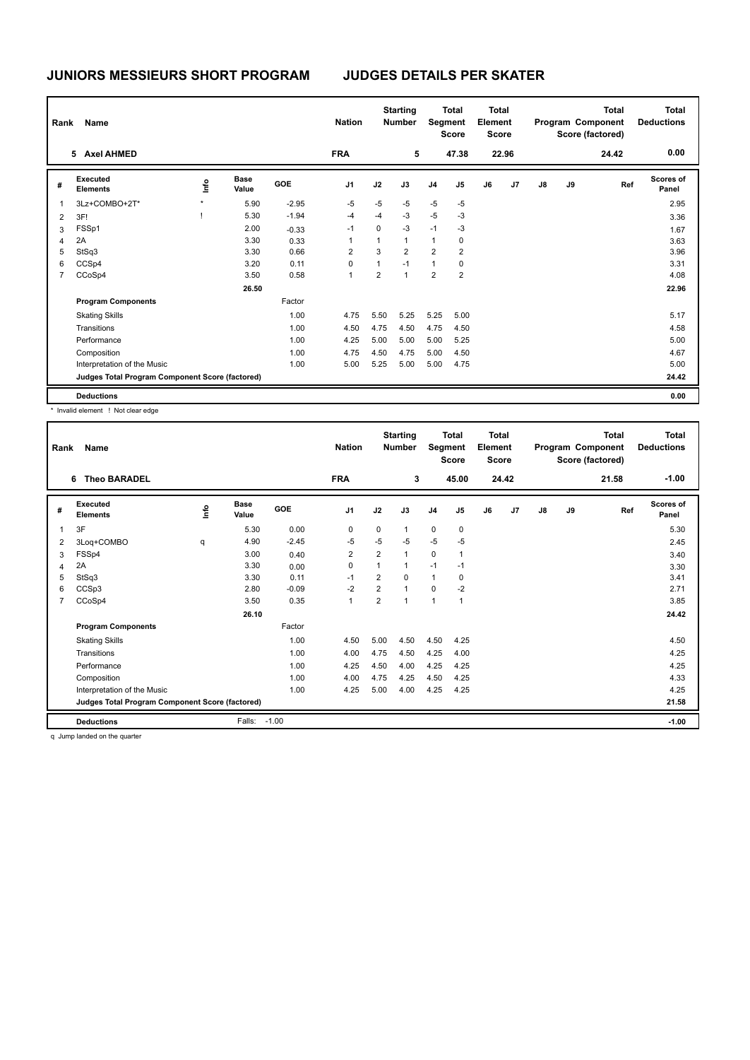# JUNIORS MESSIEURS SHORT PROGRAM

## JUDGES DETAILS PER SKATER

| Rank | Name | Nation | Starting Number | Total Segment Score | Total Element Score | Total Program Component Score (factored) | Total Deductions |
|---|---|---|---|---|---|---|---|
| 5 | Axel AHMED | FRA | 5 | 47.38 | 22.96 | 24.42 | 0.00 |

| # | Executed Elements | Info | Base Value | GOE | J1 | J2 | J3 | J4 | J5 | J6 | J7 | J8 | J9 | Ref | Scores of Panel |
|---|---|---|---|---|---|---|---|---|---|---|---|---|---|---|---|
| 1 | 3Lz+COMBO+2T* | * | 5.90 | -2.95 | -5 | -5 | -5 | -5 | -5 | | | | | | 2.95 |
| 2 | 3F! | ! | 5.30 | -1.94 | -4 | -4 | -3 | -5 | -3 | | | | | | 3.36 |
| 3 | FSSp1 | | 2.00 | -0.33 | -1 | 0 | -3 | -1 | -3 | | | | | | 1.67 |
| 4 | 2A | | 3.30 | 0.33 | 1 | 1 | 1 | 1 | 0 | | | | | | 3.63 |
| 5 | StSq3 | | 3.30 | 0.66 | 2 | 3 | 2 | 2 | 2 | | | | | | 3.96 |
| 6 | CCSp4 | | 3.20 | 0.11 | 0 | 1 | -1 | 1 | 0 | | | | | | 3.31 |
| 7 | CCoSp4 | | 3.50 | 0.58 | 1 | 2 | 1 | 2 | 2 | | | | | | 4.08 |
| | | | 26.50 | | | | | | | | | | | | 22.96 |
| | **Program Components** | | | Factor | | | | | | | | | | | |
| | Skating Skills | | | 1.00 | 4.75 | 5.50 | 5.25 | 5.25 | 5.00 | | | | | | 5.17 |
| | Transitions | | | 1.00 | 4.50 | 4.75 | 4.50 | 4.75 | 4.50 | | | | | | 4.58 |
| | Performance | | | 1.00 | 4.25 | 5.00 | 5.00 | 5.00 | 5.25 | | | | | | 5.00 |
| | Composition | | | 1.00 | 4.75 | 4.50 | 4.75 | 5.00 | 4.50 | | | | | | 4.67 |
| | Interpretation of the Music | | | 1.00 | 5.00 | 5.25 | 5.00 | 5.00 | 4.75 | | | | | | 5.00 |
| | **Judges Total Program Component Score (factored)** | | | | | | | | | | | | | | 24.42 |
| | **Deductions** | | | | | | | | | | | | | | 0.00 |

\* Invalid element ! Not clear edge

| Rank | Name | Nation | Starting Number | Total Segment Score | Total Element Score | Total Program Component Score (factored) | Total Deductions |
|---|---|---|---|---|---|---|---|
| 6 | Theo BARADEL | FRA | 3 | 45.00 | 24.42 | 21.58 | -1.00 |

| # | Executed Elements | Info | Base Value | GOE | J1 | J2 | J3 | J4 | J5 | J6 | J7 | J8 | J9 | Ref | Scores of Panel |
|---|---|---|---|---|---|---|---|---|---|---|---|---|---|---|---|
| 1 | 3F | | 5.30 | 0.00 | 0 | 0 | 1 | 0 | 0 | | | | | | 5.30 |
| 2 | 3Loq+COMBO | q | 4.90 | -2.45 | -5 | -5 | -5 | -5 | -5 | | | | | | 2.45 |
| 3 | FSSp4 | | 3.00 | 0.40 | 2 | 2 | 1 | 0 | 1 | | | | | | 3.40 |
| 4 | 2A | | 3.30 | 0.00 | 0 | 1 | 1 | -1 | -1 | | | | | | 3.30 |
| 5 | StSq3 | | 3.30 | 0.11 | -1 | 2 | 0 | 1 | 0 | | | | | | 3.41 |
| 6 | CCSp3 | | 2.80 | -0.09 | -2 | 2 | 1 | 0 | -2 | | | | | | 2.71 |
| 7 | CCoSp4 | | 3.50 | 0.35 | 1 | 2 | 1 | 1 | 1 | | | | | | 3.85 |
| | | | 26.10 | | | | | | | | | | | | 24.42 |
| | **Program Components** | | | Factor | | | | | | | | | | | |
| | Skating Skills | | | 1.00 | 4.50 | 5.00 | 4.50 | 4.50 | 4.25 | | | | | | 4.50 |
| | Transitions | | | 1.00 | 4.00 | 4.75 | 4.50 | 4.25 | 4.00 | | | | | | 4.25 |
| | Performance | | | 1.00 | 4.25 | 4.50 | 4.00 | 4.25 | 4.25 | | | | | | 4.25 |
| | Composition | | | 1.00 | 4.00 | 4.75 | 4.25 | 4.50 | 4.25 | | | | | | 4.33 |
| | Interpretation of the Music | | | 1.00 | 4.25 | 5.00 | 4.00 | 4.25 | 4.25 | | | | | | 4.25 |
| | **Judges Total Program Component Score (factored)** | | | | | | | | | | | | | | 21.58 |
| | **Deductions** | | Falls: | -1.00 | | | | | | | | | | | -1.00 |

q Jump landed on the quarter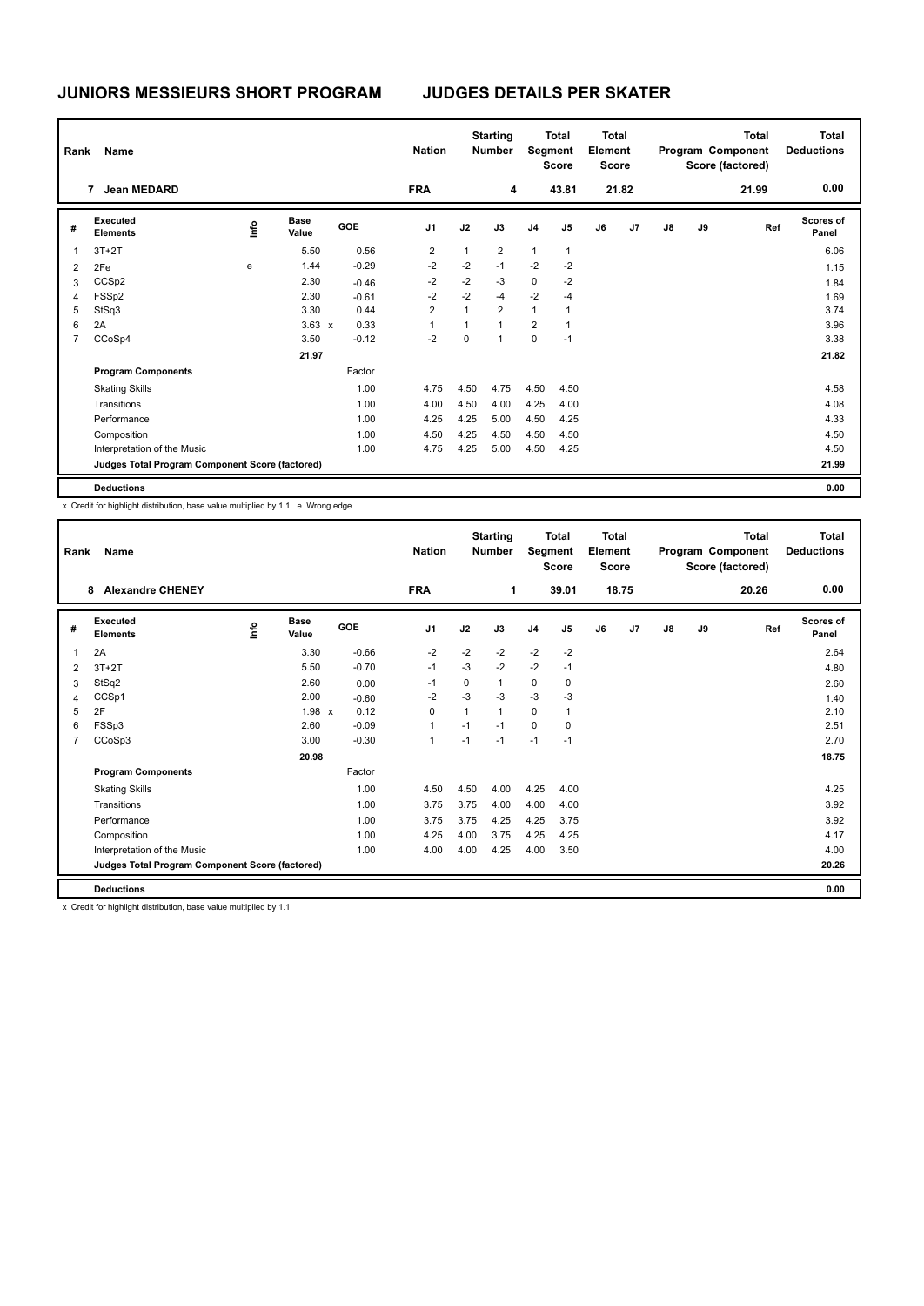# JUNIORS MESSIEURS SHORT PROGRAM

## JUDGES DETAILS PER SKATER

| Rank | Name | Nation | Starting Number | Total Segment Score | Total Element Score | Total Program Component Score (factored) | Total Deductions |
|---|---|---|---|---|---|---|---|
| 7 | Jean MEDARD | FRA | 4 | 43.81 | 21.82 | 21.99 | 0.00 |

| # | Executed Elements | Info | Base Value | GOE | J1 | J2 | J3 | J4 | J5 | J6 | J7 | J8 | J9 | Ref | Scores of Panel |
|---|---|---|---|---|---|---|---|---|---|---|---|---|---|---|---|
| 1 | 3T+2T | | 5.50 | 0.56 | 2 | 1 | 2 | 1 | 1 | | | | | | 6.06 |
| 2 | 2Fe | e | 1.44 | -0.29 | -2 | -2 | -1 | -2 | -2 | | | | | | 1.15 |
| 3 | CCSp2 | | 2.30 | -0.46 | -2 | -2 | -3 | 0 | -2 | | | | | | 1.84 |
| 4 | FSSp2 | | 2.30 | -0.61 | -2 | -2 | -4 | -2 | -4 | | | | | | 1.69 |
| 5 | StSq3 | | 3.30 | 0.44 | 2 | 1 | 2 | 1 | 1 | | | | | | 3.74 |
| 6 | 2A | | 3.63 x | 0.33 | 1 | 1 | 1 | 2 | 1 | | | | | | 3.96 |
| 7 | CCoSp4 | | 3.50 | -0.12 | -2 | 0 | 1 | 0 | -1 | | | | | | 3.38 |
| | | | 21.97 | | | | | | | | | | | | 21.82 |
| | **Program Components** | | | Factor | | | | | | | | | | | |
| | Skating Skills | | | 1.00 | 4.75 | 4.50 | 4.75 | 4.50 | 4.50 | | | | | | 4.58 |
| | Transitions | | | 1.00 | 4.00 | 4.50 | 4.00 | 4.25 | 4.00 | | | | | | 4.08 |
| | Performance | | | 1.00 | 4.25 | 4.25 | 5.00 | 4.50 | 4.25 | | | | | | 4.33 |
| | Composition | | | 1.00 | 4.50 | 4.25 | 4.50 | 4.50 | 4.50 | | | | | | 4.50 |
| | Interpretation of the Music | | | 1.00 | 4.75 | 4.25 | 5.00 | 4.50 | 4.25 | | | | | | 4.50 |
| | **Judges Total Program Component Score (factored)** | | | | | | | | | | | | | | 21.99 |
| | **Deductions** | | | | | | | | | | | | | | 0.00 |

x Credit for highlight distribution, base value multiplied by 1.1 e Wrong edge

| Rank | Name | Nation | Starting Number | Total Segment Score | Total Element Score | Total Program Component Score (factored) | Total Deductions |
|---|---|---|---|---|---|---|---|
| 8 | Alexandre CHENEY | FRA | 1 | 39.01 | 18.75 | 20.26 | 0.00 |

| # | Executed Elements | Info | Base Value | GOE | J1 | J2 | J3 | J4 | J5 | J6 | J7 | J8 | J9 | Ref | Scores of Panel |
|---|---|---|---|---|---|---|---|---|---|---|---|---|---|---|---|
| 1 | 2A | | 3.30 | -0.66 | -2 | -2 | -2 | -2 | -2 | | | | | | 2.64 |
| 2 | 3T+2T | | 5.50 | -0.70 | -1 | -3 | -2 | -2 | -1 | | | | | | 4.80 |
| 3 | StSq2 | | 2.60 | 0.00 | -1 | 0 | 1 | 0 | 0 | | | | | | 2.60 |
| 4 | CCSp1 | | 2.00 | -0.60 | -2 | -3 | -3 | -3 | -3 | | | | | | 1.40 |
| 5 | 2F | | 1.98 x | 0.12 | 0 | 1 | 1 | 0 | 1 | | | | | | 2.10 |
| 6 | FSSp3 | | 2.60 | -0.09 | 1 | -1 | -1 | 0 | 0 | | | | | | 2.51 |
| 7 | CCoSp3 | | 3.00 | -0.30 | 1 | -1 | -1 | -1 | -1 | | | | | | 2.70 |
| | | | 20.98 | | | | | | | | | | | | 18.75 |
| | **Program Components** | | | Factor | | | | | | | | | | | |
| | Skating Skills | | | 1.00 | 4.50 | 4.50 | 4.00 | 4.25 | 4.00 | | | | | | 4.25 |
| | Transitions | | | 1.00 | 3.75 | 3.75 | 4.00 | 4.00 | 4.00 | | | | | | 3.92 |
| | Performance | | | 1.00 | 3.75 | 3.75 | 4.25 | 4.25 | 3.75 | | | | | | 3.92 |
| | Composition | | | 1.00 | 4.25 | 4.00 | 3.75 | 4.25 | 4.25 | | | | | | 4.17 |
| | Interpretation of the Music | | | 1.00 | 4.00 | 4.00 | 4.25 | 4.00 | 3.50 | | | | | | 4.00 |
| | **Judges Total Program Component Score (factored)** | | | | | | | | | | | | | | 20.26 |
| | **Deductions** | | | | | | | | | | | | | | 0.00 |

x Credit for highlight distribution, base value multiplied by 1.1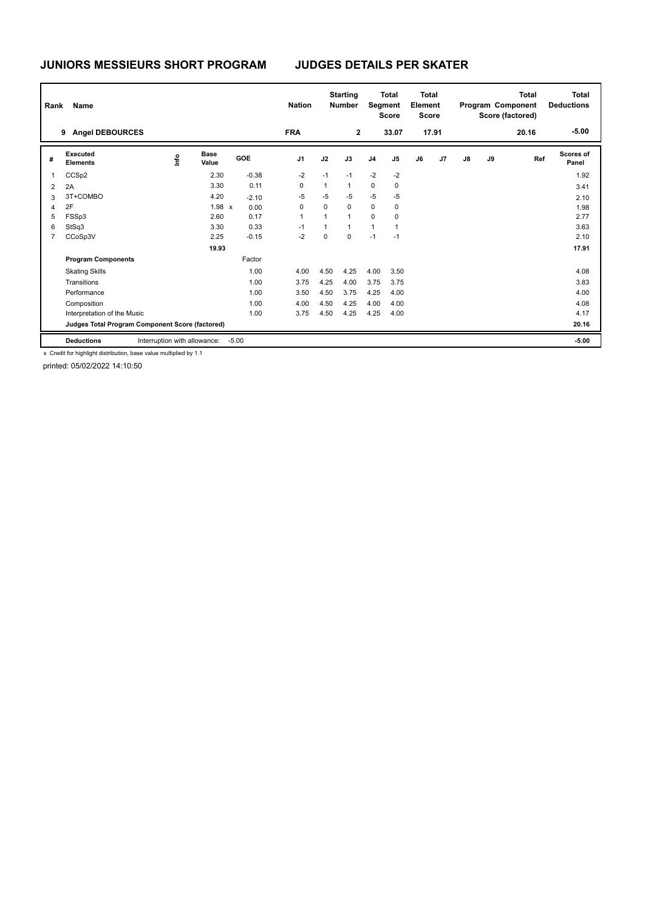# JUNIORS MESSIEURS SHORT PROGRAM

## JUDGES DETAILS PER SKATER

| Rank | Name | Nation | Starting Number | Total Segment Score | Total Element Score | Total Program Component Score (factored) | Total Deductions |
|---|---|---|---|---|---|---|---|
| 9 | Angel DEBOURCES | FRA | 2 | 33.07 | 17.91 | 20.16 | -5.00 |

| # | Executed Elements | Info | Base Value | GOE | J1 | J2 | J3 | J4 | J5 | J6 | J7 | J8 | J9 | Ref | Scores of Panel |
|---|---|---|---|---|---|---|---|---|---|---|---|---|---|---|---|
| 1 | CCSp2 | | 2.30 | -0.38 | -2 | -1 | -1 | -2 | -2 | | | | | | 1.92 |
| 2 | 2A | | 3.30 | 0.11 | 0 | 1 | 1 | 0 | 0 | | | | | | 3.41 |
| 3 | 3T+COMBO | | 4.20 | -2.10 | -5 | -5 | -5 | -5 | -5 | | | | | | 2.10 |
| 4 | 2F | | 1.98 x | 0.00 | 0 | 0 | 0 | 0 | 0 | | | | | | 1.98 |
| 5 | FSSp3 | | 2.60 | 0.17 | 1 | 1 | 1 | 0 | 0 | | | | | | 2.77 |
| 6 | StSq3 | | 3.30 | 0.33 | -1 | 1 | 1 | 1 | 1 | | | | | | 3.63 |
| 7 | CCoSp3V | | 2.25 | -0.15 | -2 | 0 | 0 | -1 | -1 | | | | | | 2.10 |
| | | | 19.93 | | | | | | | | | | | | 17.91 |
| | **Program Components** | | | Factor | | | | | | | | | | | |
| | Skating Skills | | | 1.00 | 4.00 | 4.50 | 4.25 | 4.00 | 3.50 | | | | | | 4.08 |
| | Transitions | | | 1.00 | 3.75 | 4.25 | 4.00 | 3.75 | 3.75 | | | | | | 3.83 |
| | Performance | | | 1.00 | 3.50 | 4.50 | 3.75 | 4.25 | 4.00 | | | | | | 4.00 |
| | Composition | | | 1.00 | 4.00 | 4.50 | 4.25 | 4.00 | 4.00 | | | | | | 4.08 |
| | Interpretation of the Music | | | 1.00 | 3.75 | 4.50 | 4.25 | 4.25 | 4.00 | | | | | | 4.17 |
| | **Judges Total Program Component Score (factored)** | | | | | | | | | | | | | | 20.16 |
| | **Deductions** | Interruption with allowance: | -5.00 | | | | | | | | | | | | -5.00 |

x Credit for highlight distribution, base value multiplied by 1.1

printed: 05/02/2022 14:10:50